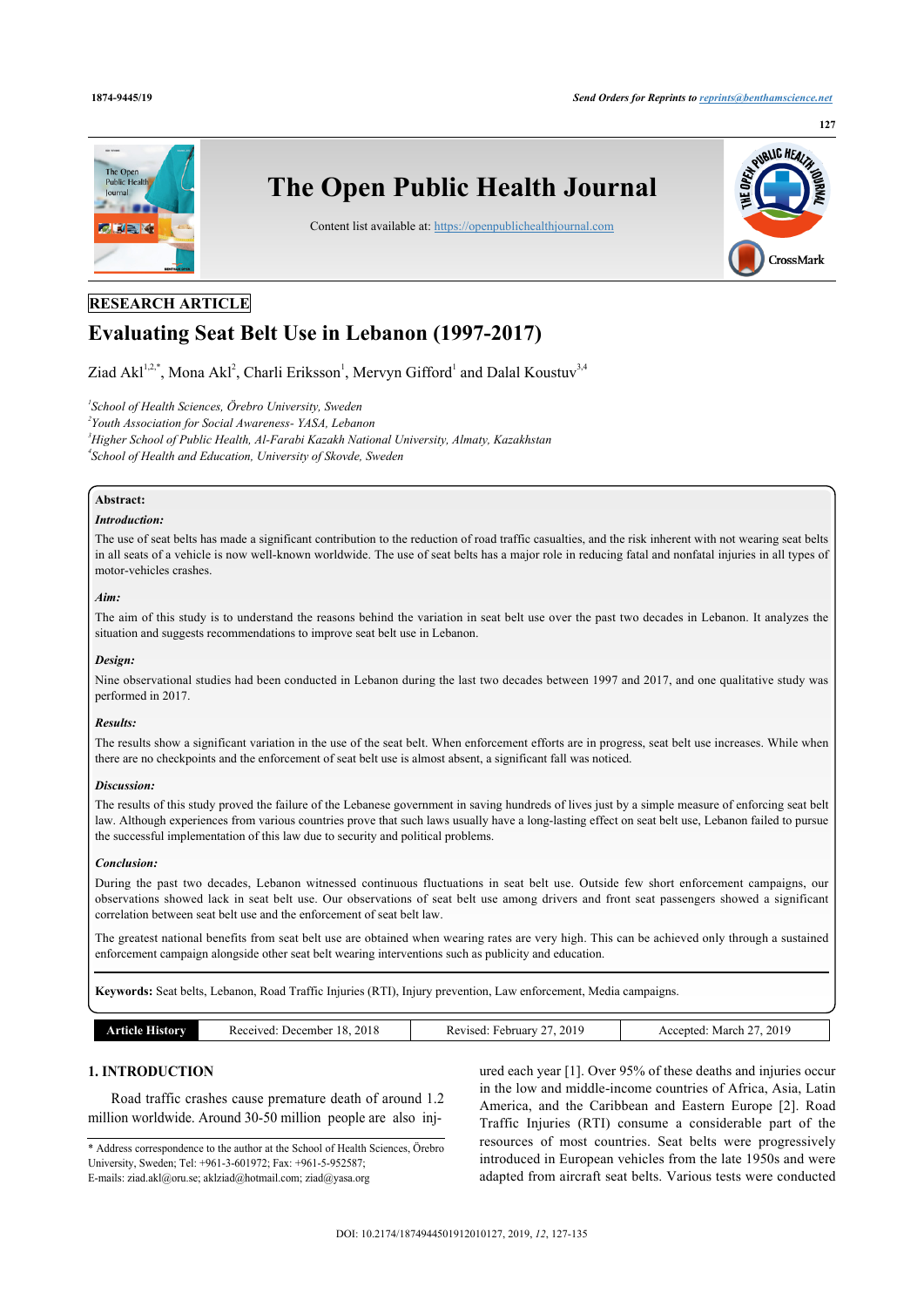RESEARCH ARTICLE

# Evaluating Seat Belt Use in Lebanon (1997-2017)

Ziad Akl[1,2,*], Mona Akl[2], Charli Eriksson[1], Mervyn Gifford[1] and Dalal Koustuv[3,4]

[1]*School of Health Sciences, Örebro University, Sweden*
[2]*Youth Association for Social Awareness- YASA, Lebanon*
[3]*Higher School of Public Health, Al-Farabi Kazakh National University, Almaty, Kazakhstan*
[4]*School of Health and Education, University of Skovde, Sweden*

**Abstract:**

***Introduction:***

The use of seat belts has made a significant contribution to the reduction of road traffic casualties, and the risk inherent with not wearing seat belts in all seats of a vehicle is now well-known worldwide. The use of seat belts has a major role in reducing fatal and nonfatal injuries in all types of motor-vehicles crashes.

***Aim:***

The aim of this study is to understand the reasons behind the variation in seat belt use over the past two decades in Lebanon. It analyzes the situation and suggests recommendations to improve seat belt use in Lebanon.

***Design:***

Nine observational studies had been conducted in Lebanon during the last two decades between 1997 and 2017, and one qualitative study was performed in 2017.

***Results:***

The results show a significant variation in the use of the seat belt. When enforcement efforts are in progress, seat belt use increases. While when there are no checkpoints and the enforcement of seat belt use is almost absent, a significant fall was noticed.

***Discussion:***

The results of this study proved the failure of the Lebanese government in saving hundreds of lives just by a simple measure of enforcing seat belt law. Although experiences from various countries prove that such laws usually have a long-lasting effect on seat belt use, Lebanon failed to pursue the successful implementation of this law due to security and political problems.

***Conclusion:***

During the past two decades, Lebanon witnessed continuous fluctuations in seat belt use. Outside few short enforcement campaigns, our observations showed lack in seat belt use. Our observations of seat belt use among drivers and front seat passengers showed a significant correlation between seat belt use and the enforcement of seat belt law.

The greatest national benefits from seat belt use are obtained when wearing rates are very high. This can be achieved only through a sustained enforcement campaign alongside other seat belt wearing interventions such as publicity and education.

**Keywords:** Seat belts, Lebanon, Road Traffic Injuries (RTI), Injury prevention, Law enforcement, Media campaigns.

| Article History | Received: December 18, 2018 | Revised: February 27, 2019 | Accepted: March 27, 2019 |
|---|---|---|---|

## 1. INTRODUCTION

Road traffic crashes cause premature death of around 1.2 million worldwide. Around 30-50 million people are also injured each year [1]. Over 95% of these deaths and injuries occur in the low and middle-income countries of Africa, Asia, Latin America, and the Caribbean and Eastern Europe [2]. Road Traffic Injuries (RTI) consume a considerable part of the resources of most countries. Seat belts were progressively introduced in European vehicles from the late 1950s and were adapted from aircraft seat belts. Various tests were conducted

\* Address correspondence to the author at the School of Health Sciences, Örebro University, Sweden; Tel: +961-3-601972; Fax: +961-5-952587; E-mails: ziad.akl@oru.se; aklziad@hotmail.com; ziad@yasa.org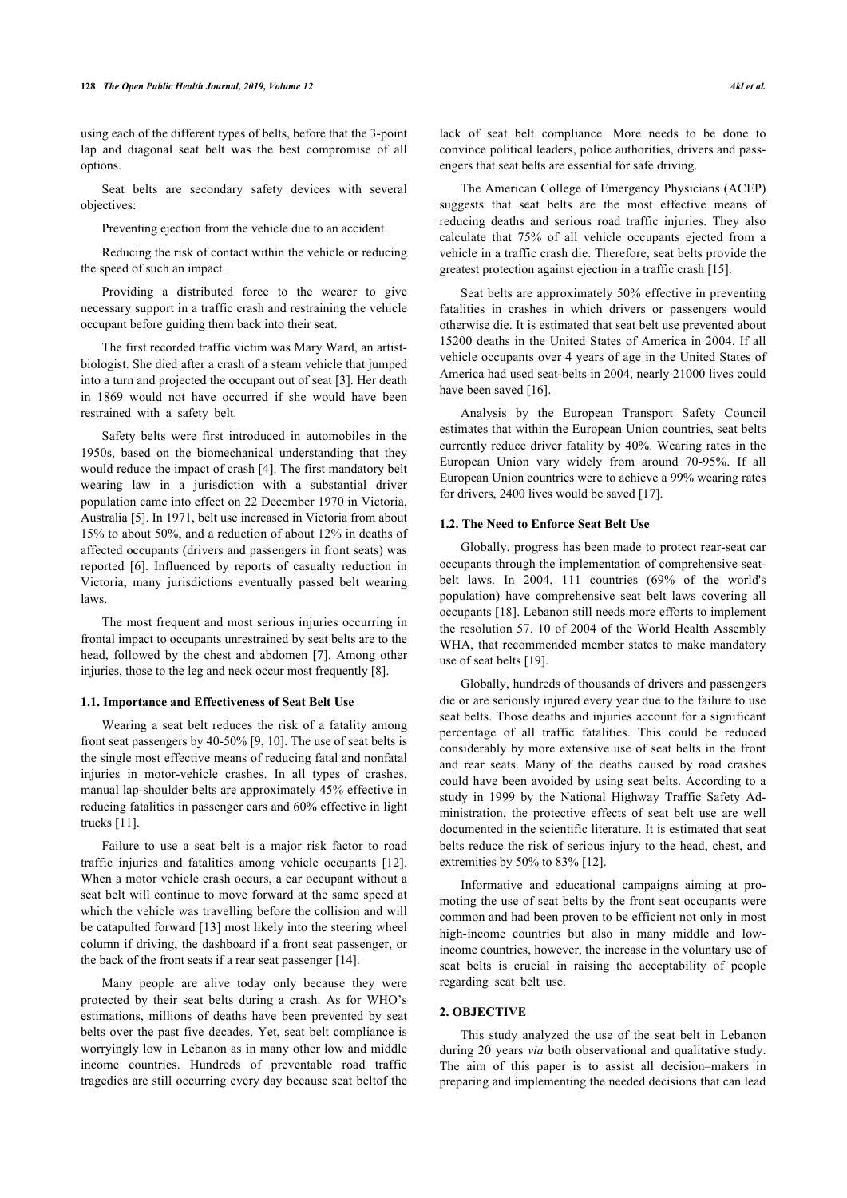using each of the different types of belts, before that the 3-point lap and diagonal seat belt was the best compromise of all options.

Seat belts are secondary safety devices with several objectives:

Preventing ejection from the vehicle due to an accident.

Reducing the risk of contact within the vehicle or reducing the speed of such an impact.

Providing a distributed force to the wearer to give necessary support in a traffic crash and restraining the vehicle occupant before guiding them back into their seat.

The first recorded traffic victim was Mary Ward, an artist-biologist. She died after a crash of a steam vehicle that jumped into a turn and projected the occupant out of seat [3]. Her death in 1869 would not have occurred if she would have been restrained with a safety belt.

Safety belts were first introduced in automobiles in the 1950s, based on the biomechanical understanding that they would reduce the impact of crash [4]. The first mandatory belt wearing law in a jurisdiction with a substantial driver population came into effect on 22 December 1970 in Victoria, Australia [5]. In 1971, belt use increased in Victoria from about 15% to about 50%, and a reduction of about 12% in deaths of affected occupants (drivers and passengers in front seats) was reported [6]. Influenced by reports of casualty reduction in Victoria, many jurisdictions eventually passed belt wearing laws.

The most frequent and most serious injuries occurring in frontal impact to occupants unrestrained by seat belts are to the head, followed by the chest and abdomen [7]. Among other injuries, those to the leg and neck occur most frequently [8].

### 1.1. Importance and Effectiveness of Seat Belt Use

Wearing a seat belt reduces the risk of a fatality among front seat passengers by 40-50% [9, 10]. The use of seat belts is the single most effective means of reducing fatal and nonfatal injuries in motor-vehicle crashes. In all types of crashes, manual lap-shoulder belts are approximately 45% effective in reducing fatalities in passenger cars and 60% effective in light trucks [11].

Failure to use a seat belt is a major risk factor to road traffic injuries and fatalities among vehicle occupants [12]. When a motor vehicle crash occurs, a car occupant without a seat belt will continue to move forward at the same speed at which the vehicle was travelling before the collision and will be catapulted forward [13] most likely into the steering wheel column if driving, the dashboard if a front seat passenger, or the back of the front seats if a rear seat passenger [14].

Many people are alive today only because they were protected by their seat belts during a crash. As for WHO's estimations, millions of deaths have been prevented by seat belts over the past five decades. Yet, seat belt compliance is worryingly low in Lebanon as in many other low and middle income countries. Hundreds of preventable road traffic tragedies are still occurring every day because seat beltof the lack of seat belt compliance. More needs to be done to convince political leaders, police authorities, drivers and passengers that seat belts are essential for safe driving.

The American College of Emergency Physicians (ACEP) suggests that seat belts are the most effective means of reducing deaths and serious road traffic injuries. They also calculate that 75% of all vehicle occupants ejected from a vehicle in a traffic crash die. Therefore, seat belts provide the greatest protection against ejection in a traffic crash [15].

Seat belts are approximately 50% effective in preventing fatalities in crashes in which drivers or passengers would otherwise die. It is estimated that seat belt use prevented about 15200 deaths in the United States of America in 2004. If all vehicle occupants over 4 years of age in the United States of America had used seat-belts in 2004, nearly 21000 lives could have been saved [16].

Analysis by the European Transport Safety Council estimates that within the European Union countries, seat belts currently reduce driver fatality by 40%. Wearing rates in the European Union vary widely from around 70-95%. If all European Union countries were to achieve a 99% wearing rates for drivers, 2400 lives would be saved [17].

### 1.2. The Need to Enforce Seat Belt Use

Globally, progress has been made to protect rear-seat car occupants through the implementation of comprehensive seat-belt laws. In 2004, 111 countries (69% of the world's population) have comprehensive seat belt laws covering all occupants [18]. Lebanon still needs more efforts to implement the resolution 57. 10 of 2004 of the World Health Assembly WHA, that recommended member states to make mandatory use of seat belts [19].

Globally, hundreds of thousands of drivers and passengers die or are seriously injured every year due to the failure to use seat belts. Those deaths and injuries account for a significant percentage of all traffic fatalities. This could be reduced considerably by more extensive use of seat belts in the front and rear seats. Many of the deaths caused by road crashes could have been avoided by using seat belts. According to a study in 1999 by the National Highway Traffic Safety Administration, the protective effects of seat belt use are well documented in the scientific literature. It is estimated that seat belts reduce the risk of serious injury to the head, chest, and extremities by 50% to 83% [12].

Informative and educational campaigns aiming at promoting the use of seat belts by the front seat occupants were common and had been proven to be efficient not only in most high-income countries but also in many middle and low-income countries, however, the increase in the voluntary use of seat belts is crucial in raising the acceptability of people regarding seat belt use.

## 2. OBJECTIVE

This study analyzed the use of the seat belt in Lebanon during 20 years *via* both observational and qualitative study. The aim of this paper is to assist all decision–makers in preparing and implementing the needed decisions that can lead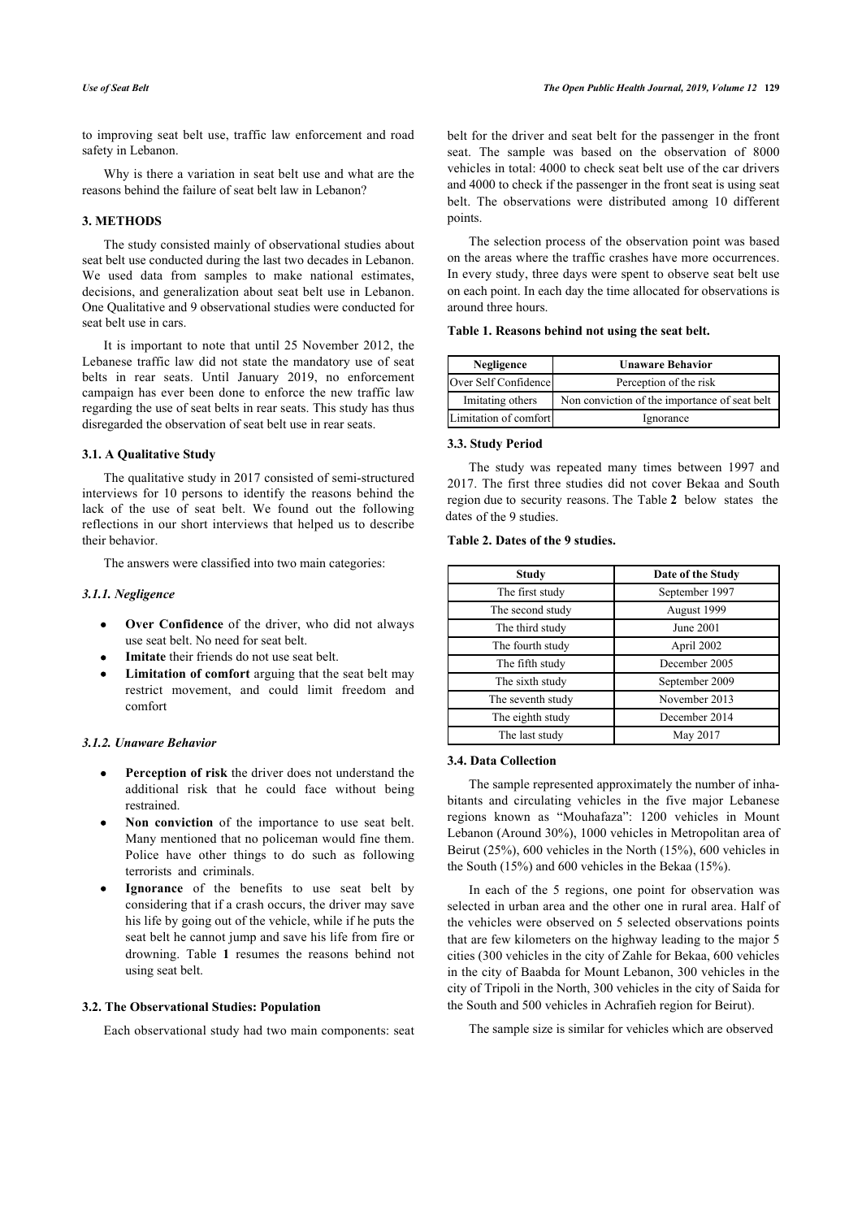to improving seat belt use, traffic law enforcement and road safety in Lebanon.

Why is there a variation in seat belt use and what are the reasons behind the failure of seat belt law in Lebanon?

## 3. METHODS

The study consisted mainly of observational studies about seat belt use conducted during the last two decades in Lebanon. We used data from samples to make national estimates, decisions, and generalization about seat belt use in Lebanon. One Qualitative and 9 observational studies were conducted for seat belt use in cars.

It is important to note that until 25 November 2012, the Lebanese traffic law did not state the mandatory use of seat belts in rear seats. Until January 2019, no enforcement campaign has ever been done to enforce the new traffic law regarding the use of seat belts in rear seats. This study has thus disregarded the observation of seat belt use in rear seats.

### 3.1. A Qualitative Study

The qualitative study in 2017 consisted of semi-structured interviews for 10 persons to identify the reasons behind the lack of the use of seat belt. We found out the following reflections in our short interviews that helped us to describe their behavior.

The answers were classified into two main categories:

#### *3.1.1. Negligence*

- **Over Confidence** of the driver, who did not always use seat belt. No need for seat belt.
- **Imitate** their friends do not use seat belt.
- **Limitation of comfort** arguing that the seat belt may restrict movement, and could limit freedom and comfort

#### *3.1.2. Unaware Behavior*

- **Perception of risk** the driver does not understand the additional risk that he could face without being restrained.
- **Non conviction** of the importance to use seat belt. Many mentioned that no policeman would fine them. Police have other things to do such as following terrorists and criminals.
- **Ignorance** of the benefits to use seat belt by considering that if a crash occurs, the driver may save his life by going out of the vehicle, while if he puts the seat belt he cannot jump and save his life from fire or drowning. Table **1** resumes the reasons behind not using seat belt.

### 3.2. The Observational Studies: Population

Each observational study had two main components: seat belt for the driver and seat belt for the passenger in the front seat. The sample was based on the observation of 8000 vehicles in total: 4000 to check seat belt use of the car drivers and 4000 to check if the passenger in the front seat is using seat belt. The observations were distributed among 10 different points.

The selection process of the observation point was based on the areas where the traffic crashes have more occurrences. In every study, three days were spent to observe seat belt use on each point. In each day the time allocated for observations is around three hours.

**Table 1. Reasons behind not using the seat belt.**

| Negligence | Unaware Behavior |
|---|---|
| Over Self Confidence | Perception of the risk |
| Imitating others | Non conviction of the importance of seat belt |
| Limitation of comfort | Ignorance |

### 3.3. Study Period

The study was repeated many times between 1997 and 2017. The first three studies did not cover Bekaa and South region due to security reasons. The Table **2** below states the dates of the 9 studies.

**Table 2. Dates of the 9 studies.**

| Study | Date of the Study |
|---|---|
| The first study | September 1997 |
| The second study | August 1999 |
| The third study | June 2001 |
| The fourth study | April 2002 |
| The fifth study | December 2005 |
| The sixth study | September 2009 |
| The seventh study | November 2013 |
| The eighth study | December 2014 |
| The last study | May 2017 |

### 3.4. Data Collection

The sample represented approximately the number of inhabitants and circulating vehicles in the five major Lebanese regions known as "Mouhafaza": 1200 vehicles in Mount Lebanon (Around 30%), 1000 vehicles in Metropolitan area of Beirut (25%), 600 vehicles in the North (15%), 600 vehicles in the South (15%) and 600 vehicles in the Bekaa (15%).

In each of the 5 regions, one point for observation was selected in urban area and the other one in rural area. Half of the vehicles were observed on 5 selected observations points that are few kilometers on the highway leading to the major 5 cities (300 vehicles in the city of Zahle for Bekaa, 600 vehicles in the city of Baabda for Mount Lebanon, 300 vehicles in the city of Tripoli in the North, 300 vehicles in the city of Saida for the South and 500 vehicles in Achrafieh region for Beirut).

The sample size is similar for vehicles which are observed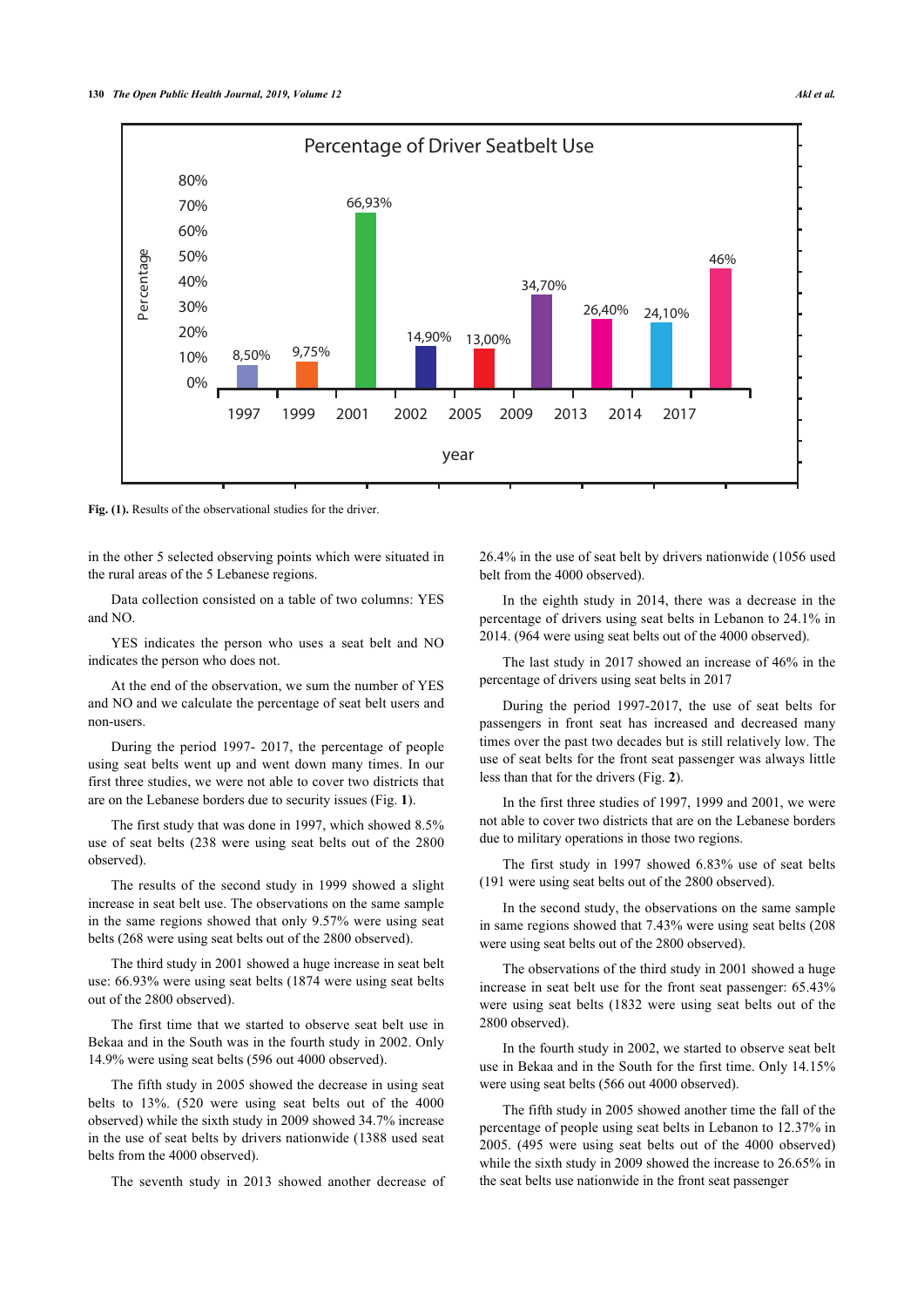Fig. (1). Results of the observational studies for the driver.

in the other 5 selected observing points which were situated in the rural areas of the 5 Lebanese regions.

Data collection consisted on a table of two columns: YES and NO.

YES indicates the person who uses a seat belt and NO indicates the person who does not.

At the end of the observation, we sum the number of YES and NO and we calculate the percentage of seat belt users and non-users.

During the period 1997- 2017, the percentage of people using seat belts went up and went down many times. In our first three studies, we were not able to cover two districts that are on the Lebanese borders due to security issues (Fig. **1**).

The first study that was done in 1997, which showed 8.5% use of seat belts (238 were using seat belts out of the 2800 observed).

The results of the second study in 1999 showed a slight increase in seat belt use. The observations on the same sample in the same regions showed that only 9.57% were using seat belts (268 were using seat belts out of the 2800 observed).

The third study in 2001 showed a huge increase in seat belt use: 66.93% were using seat belts (1874 were using seat belts out of the 2800 observed).

The first time that we started to observe seat belt use in Bekaa and in the South was in the fourth study in 2002. Only 14.9% were using seat belts (596 out 4000 observed).

The fifth study in 2005 showed the decrease in using seat belts to 13%. (520 were using seat belts out of the 4000 observed) while the sixth study in 2009 showed 34.7% increase in the use of seat belts by drivers nationwide (1388 used seat belts from the 4000 observed).

The seventh study in 2013 showed another decrease of 26.4% in the use of seat belt by drivers nationwide (1056 used belt from the 4000 observed).

In the eighth study in 2014, there was a decrease in the percentage of drivers using seat belts in Lebanon to 24.1% in 2014. (964 were using seat belts out of the 4000 observed).

The last study in 2017 showed an increase of 46% in the percentage of drivers using seat belts in 2017

During the period 1997-2017, the use of seat belts for passengers in front seat has increased and decreased many times over the past two decades but is still relatively low. The use of seat belts for the front seat passenger was always little less than that for the drivers (Fig. **2**).

In the first three studies of 1997, 1999 and 2001, we were not able to cover two districts that are on the Lebanese borders due to military operations in those two regions.

The first study in 1997 showed 6.83% use of seat belts (191 were using seat belts out of the 2800 observed).

In the second study, the observations on the same sample in same regions showed that 7.43% were using seat belts (208 were using seat belts out of the 2800 observed).

The observations of the third study in 2001 showed a huge increase in seat belt use for the front seat passenger: 65.43% were using seat belts (1832 were using seat belts out of the 2800 observed).

In the fourth study in 2002, we started to observe seat belt use in Bekaa and in the South for the first time. Only 14.15% were using seat belts (566 out 4000 observed).

The fifth study in 2005 showed another time the fall of the percentage of people using seat belts in Lebanon to 12.37% in 2005. (495 were using seat belts out of the 4000 observed) while the sixth study in 2009 showed the increase to 26.65% in the seat belts use nationwide in the front seat passenger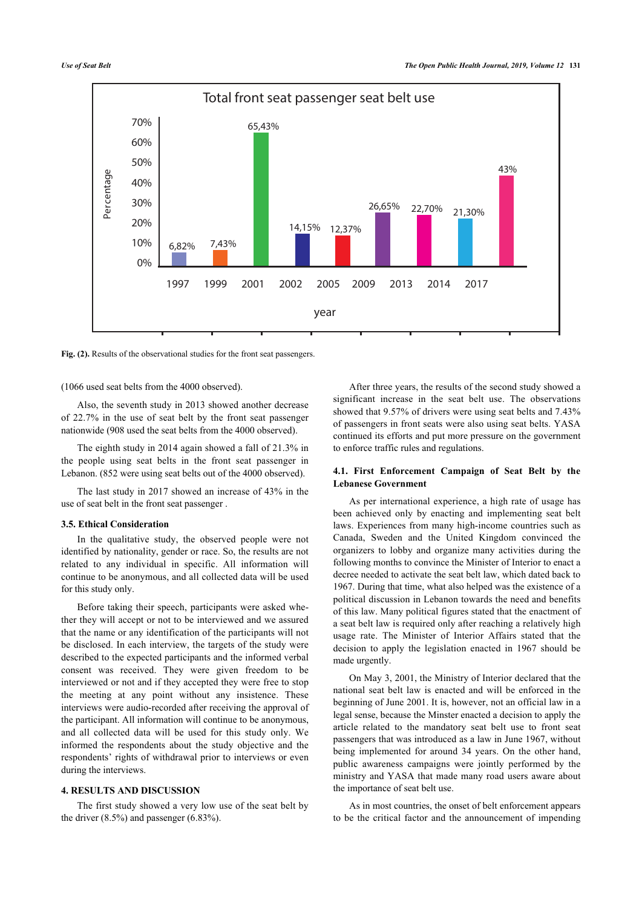Fig. (2). Results of the observational studies for the front seat passengers.

(1066 used seat belts from the 4000 observed).

Also, the seventh study in 2013 showed another decrease of 22.7% in the use of seat belt by the front seat passenger nationwide (908 used the seat belts from the 4000 observed).

The eighth study in 2014 again showed a fall of 21.3% in the people using seat belts in the front seat passenger in Lebanon. (852 were using seat belts out of the 4000 observed).

The last study in 2017 showed an increase of 43% in the use of seat belt in the front seat passenger .

### 3.5. Ethical Consideration

In the qualitative study, the observed people were not identified by nationality, gender or race. So, the results are not related to any individual in specific. All information will continue to be anonymous, and all collected data will be used for this study only.

Before taking their speech, participants were asked whether they will accept or not to be interviewed and we assured that the name or any identification of the participants will not be disclosed. In each interview, the targets of the study were described to the expected participants and the informed verbal consent was received. They were given freedom to be interviewed or not and if they accepted they were free to stop the meeting at any point without any insistence. These interviews were audio-recorded after receiving the approval of the participant. All information will continue to be anonymous, and all collected data will be used for this study only. We informed the respondents about the study objective and the respondents' rights of withdrawal prior to interviews or even during the interviews.

## 4. RESULTS AND DISCUSSION

The first study showed a very low use of the seat belt by the driver (8.5%) and passenger (6.83%).

After three years, the results of the second study showed a significant increase in the seat belt use. The observations showed that 9.57% of drivers were using seat belts and 7.43% of passengers in front seats were also using seat belts. YASA continued its efforts and put more pressure on the government to enforce traffic rules and regulations.

### 4.1. First Enforcement Campaign of Seat Belt by the Lebanese Government

As per international experience, a high rate of usage has been achieved only by enacting and implementing seat belt laws. Experiences from many high-income countries such as Canada, Sweden and the United Kingdom convinced the organizers to lobby and organize many activities during the following months to convince the Minister of Interior to enact a decree needed to activate the seat belt law, which dated back to 1967. During that time, what also helped was the existence of a political discussion in Lebanon towards the need and benefits of this law. Many political figures stated that the enactment of a seat belt law is required only after reaching a relatively high usage rate. The Minister of Interior Affairs stated that the decision to apply the legislation enacted in 1967 should be made urgently.

On May 3, 2001, the Ministry of Interior declared that the national seat belt law is enacted and will be enforced in the beginning of June 2001. It is, however, not an official law in a legal sense, because the Minster enacted a decision to apply the article related to the mandatory seat belt use to front seat passengers that was introduced as a law in June 1967, without being implemented for around 34 years. On the other hand, public awareness campaigns were jointly performed by the ministry and YASA that made many road users aware about the importance of seat belt use.

As in most countries, the onset of belt enforcement appears to be the critical factor and the announcement of impending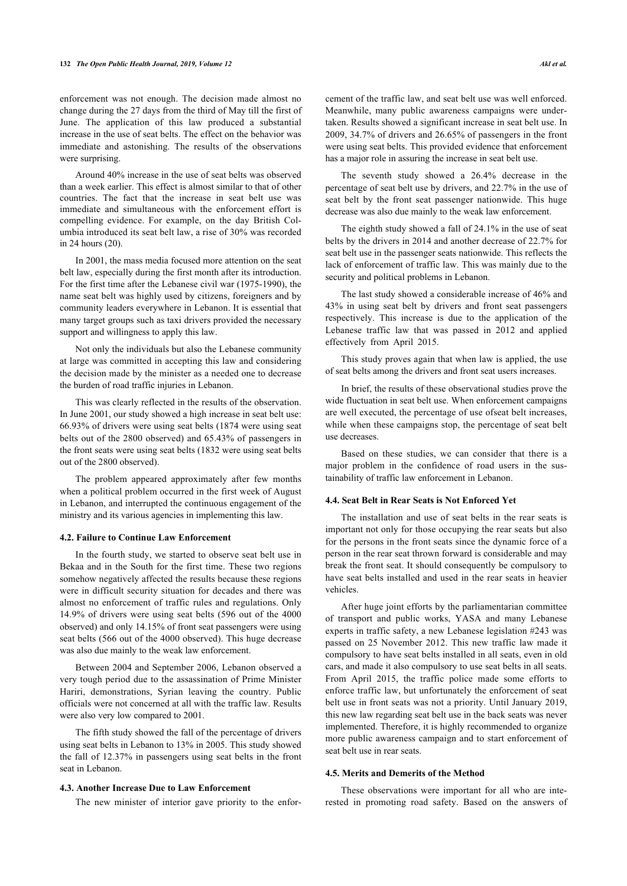enforcement was not enough. The decision made almost no change during the 27 days from the third of May till the first of June. The application of this law produced a substantial increase in the use of seat belts. The effect on the behavior was immediate and astonishing. The results of the observations were surprising.

Around 40% increase in the use of seat belts was observed than a week earlier. This effect is almost similar to that of other countries. The fact that the increase in seat belt use was immediate and simultaneous with the enforcement effort is compelling evidence. For example, on the day British Columbia introduced its seat belt law, a rise of 30% was recorded in 24 hours (20).

In 2001, the mass media focused more attention on the seat belt law, especially during the first month after its introduction. For the first time after the Lebanese civil war (1975-1990), the name seat belt was highly used by citizens, foreigners and by community leaders everywhere in Lebanon. It is essential that many target groups such as taxi drivers provided the necessary support and willingness to apply this law.

Not only the individuals but also the Lebanese community at large was committed in accepting this law and considering the decision made by the minister as a needed one to decrease the burden of road traffic injuries in Lebanon.

This was clearly reflected in the results of the observation. In June 2001, our study showed a high increase in seat belt use: 66.93% of drivers were using seat belts (1874 were using seat belts out of the 2800 observed) and 65.43% of passengers in the front seats were using seat belts (1832 were using seat belts out of the 2800 observed).

The problem appeared approximately after few months when a political problem occurred in the first week of August in Lebanon, and interrupted the continuous engagement of the ministry and its various agencies in implementing this law.

### 4.2. Failure to Continue Law Enforcement

In the fourth study, we started to observe seat belt use in Bekaa and in the South for the first time. These two regions somehow negatively affected the results because these regions were in difficult security situation for decades and there was almost no enforcement of traffic rules and regulations. Only 14.9% of drivers were using seat belts (596 out of the 4000 observed) and only 14.15% of front seat passengers were using seat belts (566 out of the 4000 observed). This huge decrease was also due mainly to the weak law enforcement.

Between 2004 and September 2006, Lebanon observed a very tough period due to the assassination of Prime Minister Hariri, demonstrations, Syrian leaving the country. Public officials were not concerned at all with the traffic law. Results were also very low compared to 2001.

The fifth study showed the fall of the percentage of drivers using seat belts in Lebanon to 13% in 2005. This study showed the fall of 12.37% in passengers using seat belts in the front seat in Lebanon.

### 4.3. Another Increase Due to Law Enforcement

The new minister of interior gave priority to the enforcement of the traffic law, and seat belt use was well enforced. Meanwhile, many public awareness campaigns were undertaken. Results showed a significant increase in seat belt use. In 2009, 34.7% of drivers and 26.65% of passengers in the front were using seat belts. This provided evidence that enforcement has a major role in assuring the increase in seat belt use.

The seventh study showed a 26.4% decrease in the percentage of seat belt use by drivers, and 22.7% in the use of seat belt by the front seat passenger nationwide. This huge decrease was also due mainly to the weak law enforcement.

The eighth study showed a fall of 24.1% in the use of seat belts by the drivers in 2014 and another decrease of 22.7% for seat belt use in the passenger seats nationwide. This reflects the lack of enforcement of traffic law. This was mainly due to the security and political problems in Lebanon.

The last study showed a considerable increase of 46% and 43% in using seat belt by drivers and front seat passengers respectively. This increase is due to the application of the Lebanese traffic law that was passed in 2012 and applied effectively from April 2015.

This study proves again that when law is applied, the use of seat belts among the drivers and front seat users increases.

In brief, the results of these observational studies prove the wide fluctuation in seat belt use. When enforcement campaigns are well executed, the percentage of use ofseat belt increases, while when these campaigns stop, the percentage of seat belt use decreases.

Based on these studies, we can consider that there is a major problem in the confidence of road users in the sustainability of traffic law enforcement in Lebanon.

### 4.4. Seat Belt in Rear Seats is Not Enforced Yet

The installation and use of seat belts in the rear seats is important not only for those occupying the rear seats but also for the persons in the front seats since the dynamic force of a person in the rear seat thrown forward is considerable and may break the front seat. It should consequently be compulsory to have seat belts installed and used in the rear seats in heavier vehicles.

After huge joint efforts by the parliamentarian committee of transport and public works, YASA and many Lebanese experts in traffic safety, a new Lebanese legislation #243 was passed on 25 November 2012. This new traffic law made it compulsory to have seat belts installed in all seats, even in old cars, and made it also compulsory to use seat belts in all seats. From April 2015, the traffic police made some efforts to enforce traffic law, but unfortunately the enforcement of seat belt use in front seats was not a priority. Until January 2019, this new law regarding seat belt use in the back seats was never implemented. Therefore, it is highly recommended to organize more public awareness campaign and to start enforcement of seat belt use in rear seats.

### 4.5. Merits and Demerits of the Method

These observations were important for all who are interested in promoting road safety. Based on the answers of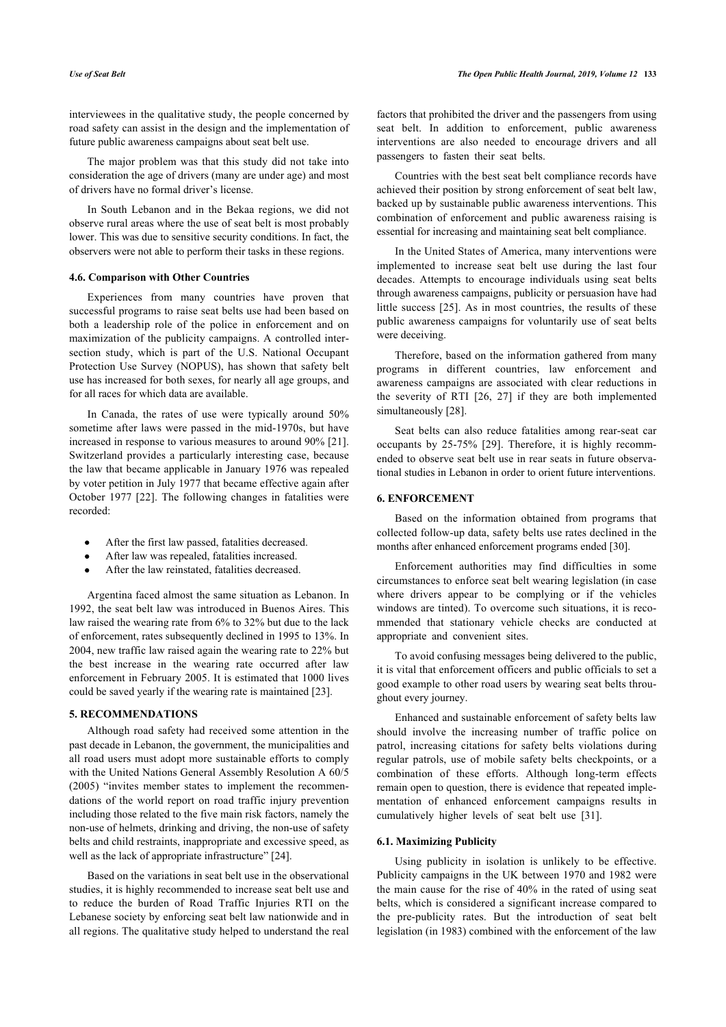interviewees in the qualitative study, the people concerned by road safety can assist in the design and the implementation of future public awareness campaigns about seat belt use.

The major problem was that this study did not take into consideration the age of drivers (many are under age) and most of drivers have no formal driver's license.

In South Lebanon and in the Bekaa regions, we did not observe rural areas where the use of seat belt is most probably lower. This was due to sensitive security conditions. In fact, the observers were not able to perform their tasks in these regions.

### 4.6. Comparison with Other Countries

Experiences from many countries have proven that successful programs to raise seat belts use had been based on both a leadership role of the police in enforcement and on maximization of the publicity campaigns. A controlled intersection study, which is part of the U.S. National Occupant Protection Use Survey (NOPUS), has shown that safety belt use has increased for both sexes, for nearly all age groups, and for all races for which data are available.

In Canada, the rates of use were typically around 50% sometime after laws were passed in the mid-1970s, but have increased in response to various measures to around 90% [21]. Switzerland provides a particularly interesting case, because the law that became applicable in January 1976 was repealed by voter petition in July 1977 that became effective again after October 1977 [22]. The following changes in fatalities were recorded:

- After the first law passed, fatalities decreased.
- After law was repealed, fatalities increased.
- After the law reinstated, fatalities decreased.

Argentina faced almost the same situation as Lebanon. In 1992, the seat belt law was introduced in Buenos Aires. This law raised the wearing rate from 6% to 32% but due to the lack of enforcement, rates subsequently declined in 1995 to 13%. In 2004, new traffic law raised again the wearing rate to 22% but the best increase in the wearing rate occurred after law enforcement in February 2005. It is estimated that 1000 lives could be saved yearly if the wearing rate is maintained [23].

## 5. RECOMMENDATIONS

Although road safety had received some attention in the past decade in Lebanon, the government, the municipalities and all road users must adopt more sustainable efforts to comply with the United Nations General Assembly Resolution A 60/5 (2005) "invites member states to implement the recommendations of the world report on road traffic injury prevention including those related to the five main risk factors, namely the non-use of helmets, drinking and driving, the non-use of safety belts and child restraints, inappropriate and excessive speed, as well as the lack of appropriate infrastructure" [24].

Based on the variations in seat belt use in the observational studies, it is highly recommended to increase seat belt use and to reduce the burden of Road Traffic Injuries RTI on the Lebanese society by enforcing seat belt law nationwide and in all regions. The qualitative study helped to understand the real factors that prohibited the driver and the passengers from using seat belt. In addition to enforcement, public awareness interventions are also needed to encourage drivers and all passengers to fasten their seat belts.

Countries with the best seat belt compliance records have achieved their position by strong enforcement of seat belt law, backed up by sustainable public awareness interventions. This combination of enforcement and public awareness raising is essential for increasing and maintaining seat belt compliance.

In the United States of America, many interventions were implemented to increase seat belt use during the last four decades. Attempts to encourage individuals using seat belts through awareness campaigns, publicity or persuasion have had little success [25]. As in most countries, the results of these public awareness campaigns for voluntarily use of seat belts were deceiving.

Therefore, based on the information gathered from many programs in different countries, law enforcement and awareness campaigns are associated with clear reductions in the severity of RTI [26, 27] if they are both implemented simultaneously [28].

Seat belts can also reduce fatalities among rear-seat car occupants by 25-75% [29]. Therefore, it is highly recommended to observe seat belt use in rear seats in future observational studies in Lebanon in order to orient future interventions.

## 6. ENFORCEMENT

Based on the information obtained from programs that collected follow-up data, safety belts use rates declined in the months after enhanced enforcement programs ended [30].

Enforcement authorities may find difficulties in some circumstances to enforce seat belt wearing legislation (in case where drivers appear to be complying or if the vehicles windows are tinted). To overcome such situations, it is recommended that stationary vehicle checks are conducted at appropriate and convenient sites.

To avoid confusing messages being delivered to the public, it is vital that enforcement officers and public officials to set a good example to other road users by wearing seat belts throughout every journey.

Enhanced and sustainable enforcement of safety belts law should involve the increasing number of traffic police on patrol, increasing citations for safety belts violations during regular patrols, use of mobile safety belts checkpoints, or a combination of these efforts. Although long-term effects remain open to question, there is evidence that repeated implementation of enhanced enforcement campaigns results in cumulatively higher levels of seat belt use [31].

### 6.1. Maximizing Publicity

Using publicity in isolation is unlikely to be effective. Publicity campaigns in the UK between 1970 and 1982 were the main cause for the rise of 40% in the rated of using seat belts, which is considered a significant increase compared to the pre-publicity rates. But the introduction of seat belt legislation (in 1983) combined with the enforcement of the law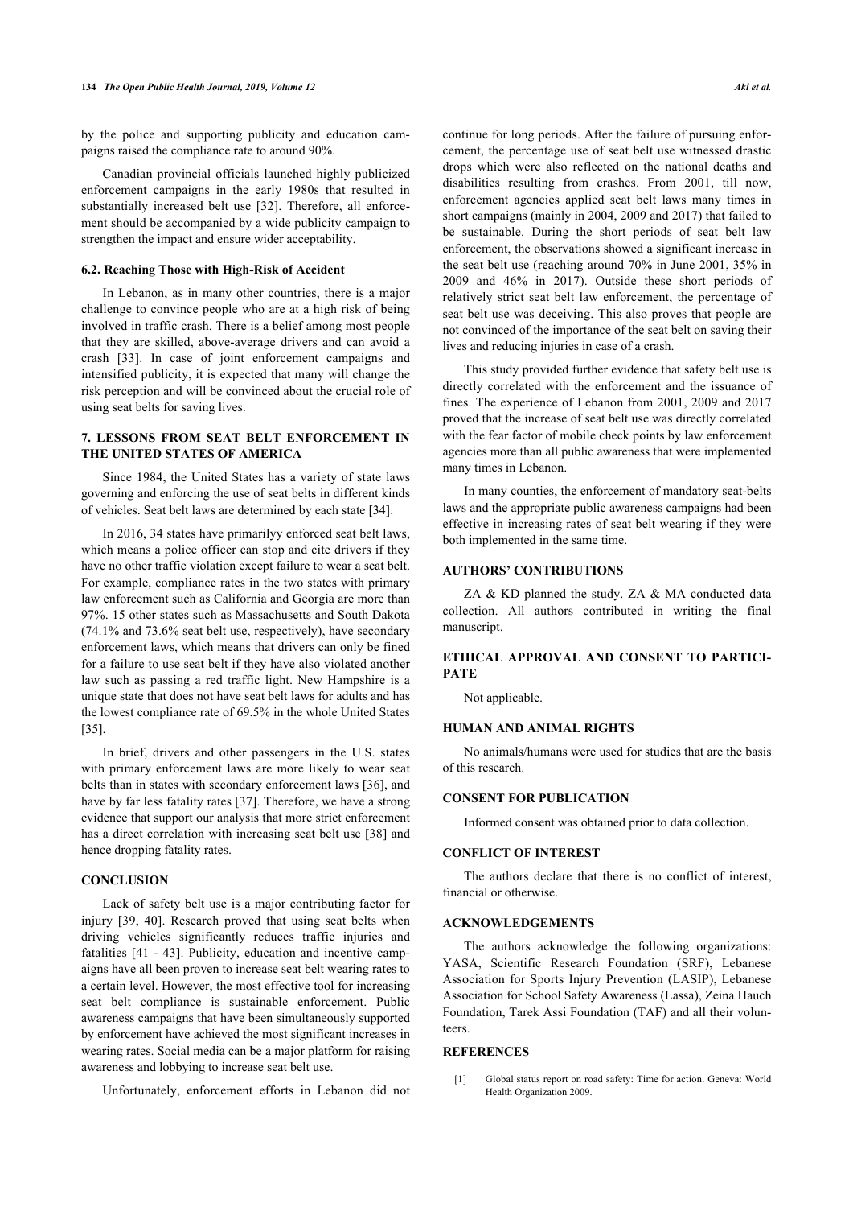by the police and supporting publicity and education campaigns raised the compliance rate to around 90%.

Canadian provincial officials launched highly publicized enforcement campaigns in the early 1980s that resulted in substantially increased belt use [32]. Therefore, all enforcement should be accompanied by a wide publicity campaign to strengthen the impact and ensure wider acceptability.

### 6.2. Reaching Those with High-Risk of Accident

In Lebanon, as in many other countries, there is a major challenge to convince people who are at a high risk of being involved in traffic crash. There is a belief among most people that they are skilled, above-average drivers and can avoid a crash [33]. In case of joint enforcement campaigns and intensified publicity, it is expected that many will change the risk perception and will be convinced about the crucial role of using seat belts for saving lives.

## 7. LESSONS FROM SEAT BELT ENFORCEMENT IN THE UNITED STATES OF AMERICA

Since 1984, the United States has a variety of state laws governing and enforcing the use of seat belts in different kinds of vehicles. Seat belt laws are determined by each state [34].

In 2016, 34 states have primarilyy enforced seat belt laws, which means a police officer can stop and cite drivers if they have no other traffic violation except failure to wear a seat belt. For example, compliance rates in the two states with primary law enforcement such as California and Georgia are more than 97%. 15 other states such as Massachusetts and South Dakota (74.1% and 73.6% seat belt use, respectively), have secondary enforcement laws, which means that drivers can only be fined for a failure to use seat belt if they have also violated another law such as passing a red traffic light. New Hampshire is a unique state that does not have seat belt laws for adults and has the lowest compliance rate of 69.5% in the whole United States [35].

In brief, drivers and other passengers in the U.S. states with primary enforcement laws are more likely to wear seat belts than in states with secondary enforcement laws [36], and have by far less fatality rates [37]. Therefore, we have a strong evidence that support our analysis that more strict enforcement has a direct correlation with increasing seat belt use [38] and hence dropping fatality rates.

## CONCLUSION

Lack of safety belt use is a major contributing factor for injury [39, 40]. Research proved that using seat belts when driving vehicles significantly reduces traffic injuries and fatalities [41 - 43]. Publicity, education and incentive campaigns have all been proven to increase seat belt wearing rates to a certain level. However, the most effective tool for increasing seat belt compliance is sustainable enforcement. Public awareness campaigns that have been simultaneously supported by enforcement have achieved the most significant increases in wearing rates. Social media can be a major platform for raising awareness and lobbying to increase seat belt use.

Unfortunately, enforcement efforts in Lebanon did not continue for long periods. After the failure of pursuing enforcement, the percentage use of seat belt use witnessed drastic drops which were also reflected on the national deaths and disabilities resulting from crashes. From 2001, till now, enforcement agencies applied seat belt laws many times in short campaigns (mainly in 2004, 2009 and 2017) that failed to be sustainable. During the short periods of seat belt law enforcement, the observations showed a significant increase in the seat belt use (reaching around 70% in June 2001, 35% in 2009 and 46% in 2017). Outside these short periods of relatively strict seat belt law enforcement, the percentage of seat belt use was deceiving. This also proves that people are not convinced of the importance of the seat belt on saving their lives and reducing injuries in case of a crash.

This study provided further evidence that safety belt use is directly correlated with the enforcement and the issuance of fines. The experience of Lebanon from 2001, 2009 and 2017 proved that the increase of seat belt use was directly correlated with the fear factor of mobile check points by law enforcement agencies more than all public awareness that were implemented many times in Lebanon.

In many counties, the enforcement of mandatory seat-belts laws and the appropriate public awareness campaigns had been effective in increasing rates of seat belt wearing if they were both implemented in the same time.

## AUTHORS' CONTRIBUTIONS

ZA & KD planned the study. ZA & MA conducted data collection. All authors contributed in writing the final manuscript.

## ETHICAL APPROVAL AND CONSENT TO PARTICIPATE

Not applicable.

## HUMAN AND ANIMAL RIGHTS

No animals/humans were used for studies that are the basis of this research.

## CONSENT FOR PUBLICATION

Informed consent was obtained prior to data collection.

## CONFLICT OF INTEREST

The authors declare that there is no conflict of interest, financial or otherwise.

## ACKNOWLEDGEMENTS

The authors acknowledge the following organizations: YASA, Scientific Research Foundation (SRF), Lebanese Association for Sports Injury Prevention (LASIP), Lebanese Association for School Safety Awareness (Lassa), Zeina Hauch Foundation, Tarek Assi Foundation (TAF) and all their volunteers.

## REFERENCES

[1] Global status report on road safety: Time for action. Geneva: World Health Organization 2009.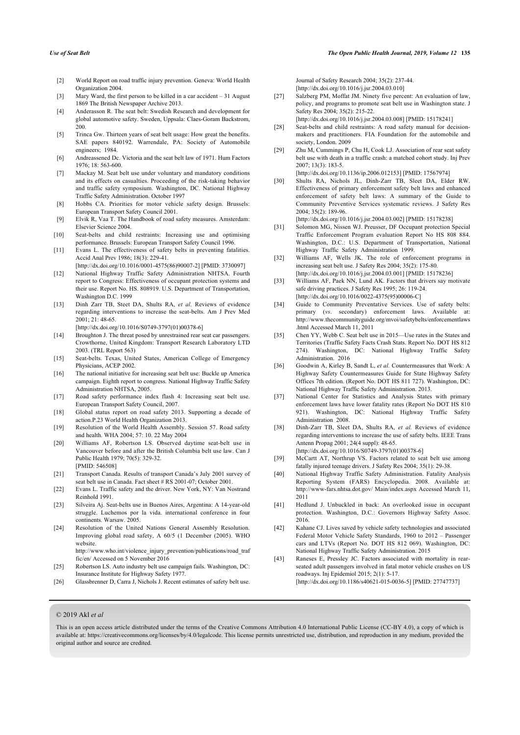[2] World Report on road traffic injury prevention. Geneva: World Health Organization 2004.

[3] Mary Ward, the first person to be killed in a car accident – 31 August 1869 The British Newspaper Archive 2013.

[4] Anderasson R. The seat belt: Swedish Research and development for global automotive safety. Sweden, Uppsala: Claes-Goram Backstrom, 200.

[5] Trinca Gw. Thirteen years of seat belt usage: How great the benefits. SAE papers 840192. Warrendale, PA: Society of Automobile engineers; 1984.

[6] Andreassened Dc. Victoria and the seat belt law of 1971. Hum Factors 1976; 18: 563-600.

[7] Mackay M. Seat belt use under voluntary and mandatory conditions and its effects on casualties. Proceeding of the risk-taking behavior and traffic safety symposium. Washington, DC. National Highway Traffic Safety Administration. October 1997

[8] Hobbs CA. Priorities for motor vehicle safety design. Brussels: European Transport Safety Council 2001.

[9] Elvik R, Vaa T. The Handbook of road safety measures. Amsterdam: Elsevier Science 2004.

[10] Seat-belts and child restraints: Increasing use and optimising performance. Brussels: European Transport Safety Council 1996.

[11] Evans L. The effectiveness of safety belts in preventing fatalities. Accid Anal Prev 1986; 18(3): 229-41. [http://dx.doi.org/10.1016/0001-4575(86)90007-2] [PMID: 3730097]

[12] National Highway Traffic Safety Administration NHTSA. Fourth report to Congress: Effectiveness of occupant protection systems and their use. Report No. HS. 808919. U.S. Department of Transportation, Washington D.C. 1999

[13] Dinh Zarr TB, Steet DA, Shults RA, *et al.* Reviews of evidence regarding interventions to increase the seat-belts. Am J Prev Med 2001; 21: 48-65. [http://dx.doi.org/10.1016/S0749-3797(01)00378-6]

[14] Broughton J. The threat posed by unrestrained rear seat car passengers. Crowthorne, United Kingdom: Transport Research Laboratory LTD 2003. (TRL Report 563)

[15] Seat-belts. Texas, United States, American College of Emergency Physicians, ACEP 2002.

[16] The national initiative for increasing seat belt use: Buckle up America campaign. Eighth report to congress. National Highway Traffic Safety Administration NHTSA, 2005.

[17] Road safety performance index flash 4: Increasing seat belt use. European Transport Safety Council, 2007.

[18] Global status report on road safety 2013. Supporting a decade of action.P.23 World Health Organization 2013.

[19] Resolution of the World Health Assembly. Session 57. Road safety and health. WHA 2004; 57: 10. 22 May 2004

[20] Williams AF, Robertson LS. Observed daytime seat-belt use in Vancouver before and after the British Columbia belt use law. Can J Public Health 1979; 70(5): 329-32. [PMID: 546508]

[21] Transport Canada. Results of transport Canada's July 2001 survey of seat belt use in Canada. Fact sheet # RS 2001-07; October 2001.

[22] Evans L. Traffic safety and the driver. New York, NY: Van Nostrand Reinhold 1991.

[23] Silveira Aj. Seat-belts use in Buenos Aires, Argentina: A 14-year-old struggle. Luchemos por la vida. international conference in four continents. Warsaw. 2005.

[24] Resolution of the United Nations General Assembly Resolution. Improving global road safety, A 60/5 (1 December (2005). WHO website. http://www.who.int/violence_injury_prevention/publications/road_traffic/en/ Accessed on 5 November 2016

[25] Robertson LS. Auto industry belt use campaign fails. Washington, DC: Insurance Institute for Highway Safety 1977.

[26] Glassbrenner D, Carra J, Nichols J. Recent estimates of safety belt use. Journal of Safety Research 2004; 35(2): 237-44. [http://dx.doi.org/10.1016/j.jsr.2004.03.010]

[27] Salzberg PM, Moffat JM. Ninety five percent: An evaluation of law, policy, and programs to promote seat belt use in Washington state. J Safety Res 2004; 35(2): 215-22. [http://dx.doi.org/10.1016/j.jsr.2004.03.008] [PMID: 15178241]

[28] Seat-belts and child restraints: A road safety manual for decision-makers and practitioners. FIA Foundation for the automobile and society, London. 2009

[29] Zhu M, Cummings P, Chu H, Cook LJ. Association of rear seat safety belt use with death in a traffic crash: a matched cohort study. Inj Prev 2007; 13(3): 183-5. [http://dx.doi.org/10.1136/ip.2006.012153] [PMID: 17567974]

[30] Shults RA, Nichols JL, Dinh-Zarr TB, Sleet DA, Elder RW. Effectiveness of primary enforcement safety belt laws and enhanced enforcement of safety belt laws: A summary of the Guide to Community Preventive Services systematic reviews. J Safety Res 2004; 35(2): 189-96. [http://dx.doi.org/10.1016/j.jsr.2004.03.002] [PMID: 15178238]

[31] Solomon MG, Nissen WJ. Preusser, DF Occupant protection Special Traffic Enforcement Program evaluation Report No HS 808 884. Washington, D.C.: U.S. Department of Transportation, National Highway Traffic Safety Administration 1999.

[32] Williams AF, Wells JK. The role of enforcement programs in increasing seat belt use. J Safety Res 2004; 35(2): 175-80. [http://dx.doi.org/10.1016/j.jsr.2004.03.001] [PMID: 15178236]

[33] Williams AF, Paek NN, Lund AK. Factors that drivers say motivate safe driving practices. J Safety Res 1995; 26: 119-24. [http://dx.doi.org/10.1016/0022-4375(95)00006-C]

[34] Guide to Community Preventative Services. Use of safety belts: primary (*vs*. secondary) enforcement laws. Available at: http://www.thecommunityguide.org/mvoi/safetybelts/enforcementlaws.html Accessed March 11, 2011

[35] Chen YY, Webb C. Seat belt use in 2015—Use rates in the States and Territories (Traffic Safety Facts Crash Stats. Report No. DOT HS 812 274). Washington, DC: National Highway Traffic Safety Administration. 2016

[36] Goodwin A, Kirley B, Sandt L, *et al.* Countermeasures that Work: A Highway Safety Countermeasures Guide for State Highway Safety Offices 7th edition. (Report No. DOT HS 811 727). Washington, DC: National Highway Traffic Safety Administration. 2013.

[37] National Center for Statistics and Analysis States with primary enforcement laws have lower fatality rates (Report No DOT HS 810 921). Washington, DC: National Highway Traffic Safety Administration 2008.

[38] Dinh-Zarr TB, Sleet DA, Shults RA, *et al.* Reviews of evidence regarding interventions to increase the use of safety belts. IEEE Trans Antenn Propag 2001; 24(4 suppl): 48-65. [http://dx.doi.org/10.1016/S0749-3797(01)00378-6]

[39] McCartt AT, Northrup VS. Factors related to seat belt use among fatally injured teenage drivers. J Safety Res 2004; 35(1): 29-38.

[40] National Highway Traffic Safety Administration. Fatality Analysis Reporting System (FARS) Encyclopedia. 2008. Available at: http://www-fars.nhtsa.dot.gov/ Main/index.aspx Accessed March 11, 2011

[41] Hedlund J. Unbuckled in back: An overlooked issue in occupant protection. Washington, D.C.: Governors Highway Safety Assoc. 2016.

[42] Kahane CJ. Lives saved by vehicle safety technologies and associated Federal Motor Vehicle Safety Standards, 1960 to 2012 – Passenger cars and LTVs (Report No. DOT HS 812 069). Washington, DC: National Highway Traffic Safety Administration. 2015

[43] Raneses E, Pressley JC. Factors associated with mortality in rear-seated adult passengers involved in fatal motor vehicle crashes on US roadways. Inj Epidemiol 2015; 2(1): 5-17. [http://dx.doi.org/10.1186/s40621-015-0036-5] [PMID: 27747737]

© 2019 Akl *et al*

This is an open access article distributed under the terms of the Creative Commons Attribution 4.0 International Public License (CC-BY 4.0), a copy of which is available at: https://creativecommons.org/licenses/by/4.0/legalcode. This license permits unrestricted use, distribution, and reproduction in any medium, provided the original author and source are credited.